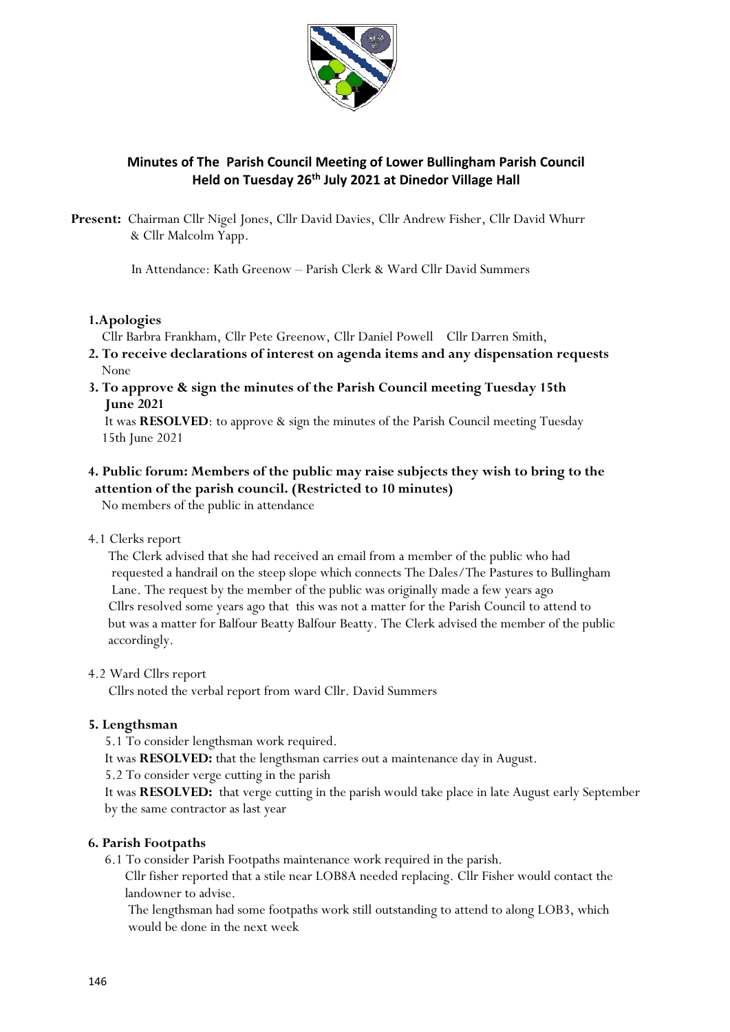## Minutes of The Parish Council Meeting of Lower Bullingham Parish Council Held on Tuesday 26th July 2021 at Dinedor Village Hall

**Present:** Chairman Cllr Nigel Jones, Cllr David Davies, Cllr Andrew Fisher, Cllr David Whurr & Cllr Malcolm Yapp.

In Attendance: Kath Greenow – Parish Clerk & Ward Cllr David Summers

**1.Apologies**

Cllr Barbra Frankham, Cllr Pete Greenow, Cllr Daniel Powell Cllr Darren Smith,

**2. To receive declarations of interest on agenda items and any dispensation requests**

None

**3. To approve & sign the minutes of the Parish Council meeting Tuesday 15th June 2021**

It was **RESOLVED**: to approve & sign the minutes of the Parish Council meeting Tuesday 15th June 2021

**4. Public forum: Members of the public may raise subjects they wish to bring to the attention of the parish council. (Restricted to 10 minutes)**

No members of the public in attendance

4.1 Clerks report

The Clerk advised that she had received an email from a member of the public who had requested a handrail on the steep slope which connects The Dales/The Pastures to Bullingham Lane. The request by the member of the public was originally made a few years ago Cllrs resolved some years ago that this was not a matter for the Parish Council to attend to but was a matter for Balfour Beatty Balfour Beatty. The Clerk advised the member of the public accordingly.

4.2 Ward Cllrs report

Cllrs noted the verbal report from ward Cllr. David Summers

**5. Lengthsman**

5.1 To consider lengthsman work required.

It was **RESOLVED:** that the lengthsman carries out a maintenance day in August.

5.2 To consider verge cutting in the parish

It was **RESOLVED:** that verge cutting in the parish would take place in late August early September by the same contractor as last year

**6. Parish Footpaths**

6.1 To consider Parish Footpaths maintenance work required in the parish.

Cllr fisher reported that a stile near LOB8A needed replacing. Cllr Fisher would contact the landowner to advise.

The lengthsman had some footpaths work still outstanding to attend to along LOB3, which would be done in the next week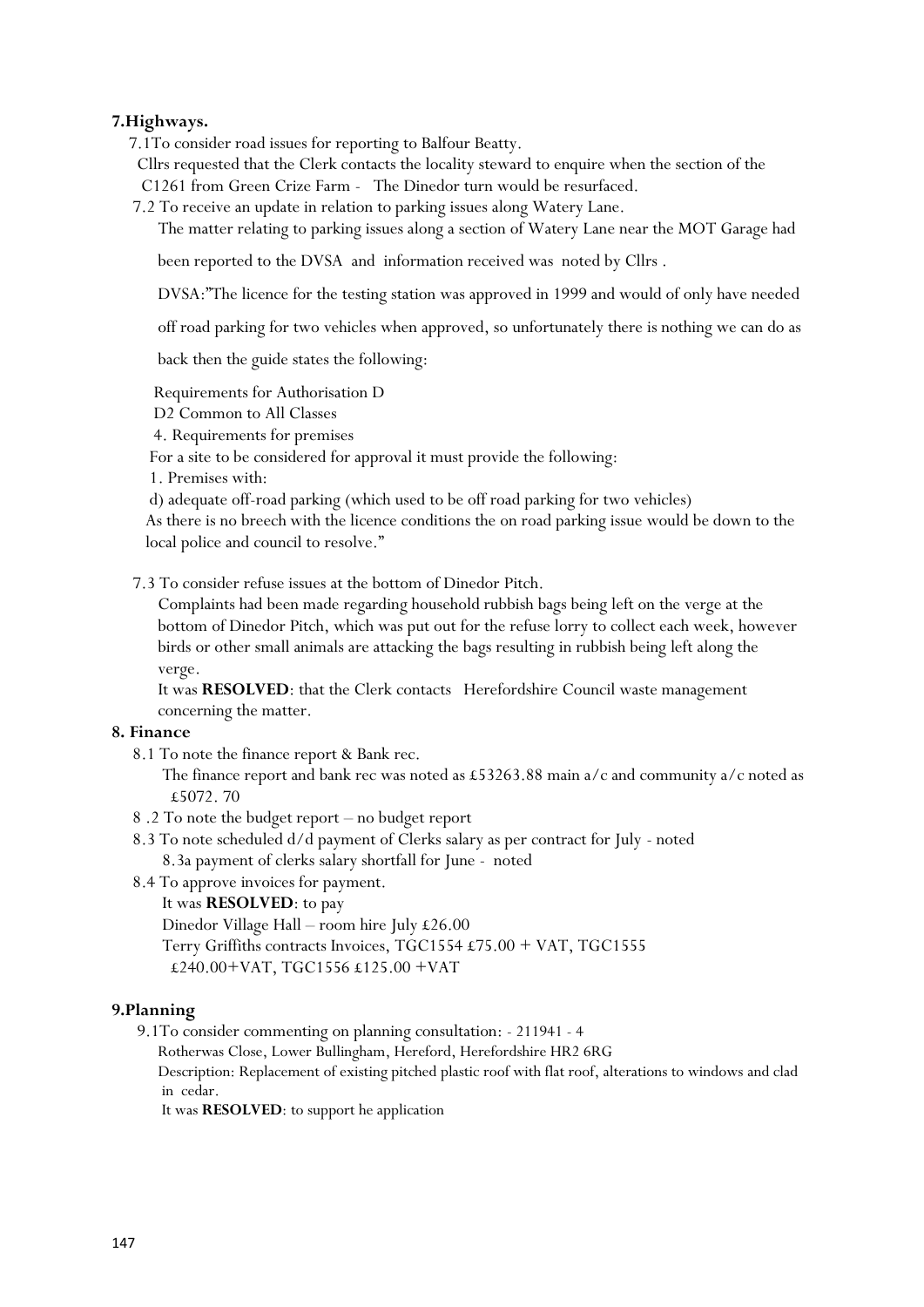## 7.Highways.

7.1To consider road issues for reporting to Balfour Beatty.

Cllrs requested that the Clerk contacts the locality steward to enquire when the section of the C1261 from Green Crize Farm - The Dinedor turn would be resurfaced.

7.2 To receive an update in relation to parking issues along Watery Lane.

The matter relating to parking issues along a section of Watery Lane near the MOT Garage had been reported to the DVSA and information received was noted by Cllrs .

DVSA:"The licence for the testing station was approved in 1999 and would of only have needed off road parking for two vehicles when approved, so unfortunately there is nothing we can do as back then the guide states the following:

Requirements for Authorisation D

D2 Common to All Classes

4. Requirements for premises

For a site to be considered for approval it must provide the following:

1. Premises with:

d) adequate off-road parking (which used to be off road parking for two vehicles)

As there is no breech with the licence conditions the on road parking issue would be down to the local police and council to resolve."

7.3 To consider refuse issues at the bottom of Dinedor Pitch.

Complaints had been made regarding household rubbish bags being left on the verge at the bottom of Dinedor Pitch, which was put out for the refuse lorry to collect each week, however birds or other small animals are attacking the bags resulting in rubbish being left along the verge.

It was **RESOLVED**: that the Clerk contacts Herefordshire Council waste management concerning the matter.

## 8. Finance

8.1 To note the finance report & Bank rec.

The finance report and bank rec was noted as £53263.88 main a/c and community a/c noted as £5072. 70

8 .2 To note the budget report – no budget report

8.3 To note scheduled d/d payment of Clerks salary as per contract for July - noted

8.3a payment of clerks salary shortfall for June - noted

8.4 To approve invoices for payment.

It was **RESOLVED**: to pay

Dinedor Village Hall – room hire July £26.00

Terry Griffiths contracts Invoices, TGC1554 £75.00 + VAT, TGC1555 £240.00+VAT, TGC1556 £125.00 +VAT

## 9.Planning

9.1To consider commenting on planning consultation: - 211941 - 4

Rotherwas Close, Lower Bullingham, Hereford, Herefordshire HR2 6RG

Description: Replacement of existing pitched plastic roof with flat roof, alterations to windows and clad in cedar.

It was **RESOLVED**: to support he application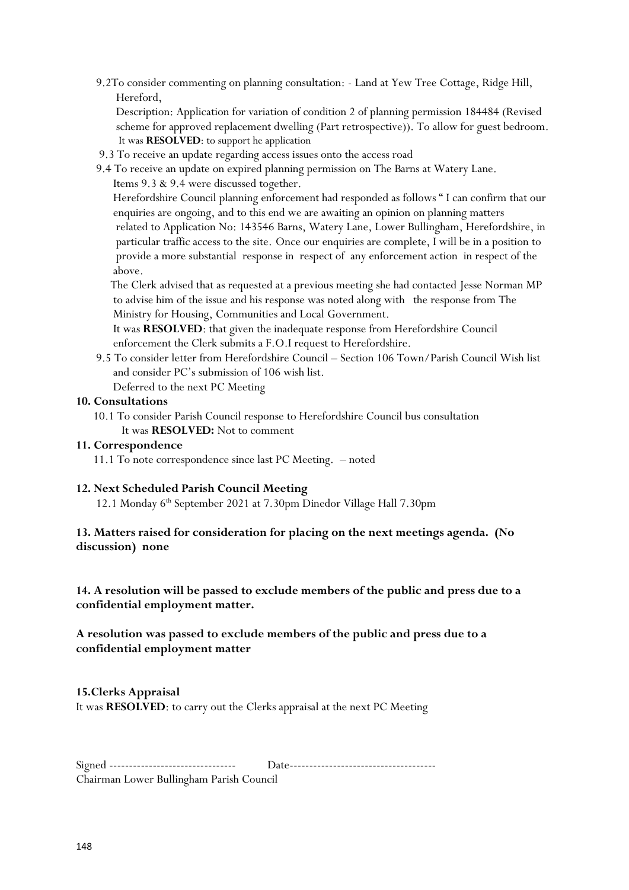9.2 To consider commenting on planning consultation: - Land at Yew Tree Cottage, Ridge Hill, Hereford,

Description: Application for variation of condition 2 of planning permission 184484 (Revised scheme for approved replacement dwelling (Part retrospective)). To allow for guest bedroom.

It was **RESOLVED**: to support he application

9.3 To receive an update regarding access issues onto the access road

9.4 To receive an update on expired planning permission on The Barns at Watery Lane.

Items 9.3 & 9.4 were discussed together.

Herefordshire Council planning enforcement had responded as follows " I can confirm that our enquiries are ongoing, and to this end we are awaiting an opinion on planning matters related to Application No: 143546 Barns, Watery Lane, Lower Bullingham, Herefordshire, in particular traffic access to the site. Once our enquiries are complete, I will be in a position to provide a more substantial response in respect of any enforcement action in respect of the above.

The Clerk advised that as requested at a previous meeting she had contacted Jesse Norman MP to advise him of the issue and his response was noted along with the response from The Ministry for Housing, Communities and Local Government.

It was **RESOLVED**: that given the inadequate response from Herefordshire Council enforcement the Clerk submits a F.O.I request to Herefordshire.

9.5 To consider letter from Herefordshire Council – Section 106 Town/Parish Council Wish list and consider PC's submission of 106 wish list.

Deferred to the next PC Meeting

**10. Consultations**

10.1 To consider Parish Council response to Herefordshire Council bus consultation

It was **RESOLVED:** Not to comment

**11. Correspondence**

11.1 To note correspondence since last PC Meeting. – noted

**12. Next Scheduled Parish Council Meeting**

12.1 Monday 6th September 2021 at 7.30pm Dinedor Village Hall 7.30pm

**13. Matters raised for consideration for placing on the next meetings agenda. (No discussion) none**

**14. A resolution will be passed to exclude members of the public and press due to a confidential employment matter.**

**A resolution was passed to exclude members of the public and press due to a confidential employment matter**

**15.Clerks Appraisal**

It was **RESOLVED**: to carry out the Clerks appraisal at the next PC Meeting

Signed -------------------------------- Date-------------------------------------

Chairman Lower Bullingham Parish Council